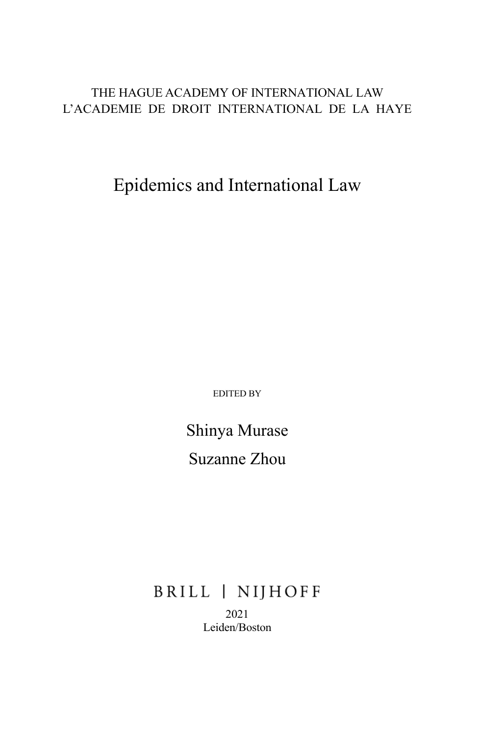THE HAGUE ACADEMY OF INTERNATIONAL LAW
L'ACADEMIE DE DROIT INTERNATIONAL DE LA HAYE

# Epidemics and International Law

EDITED BY

Shinya Murase

Suzanne Zhou

BRILL | NIJHOFF

2021
Leiden/Boston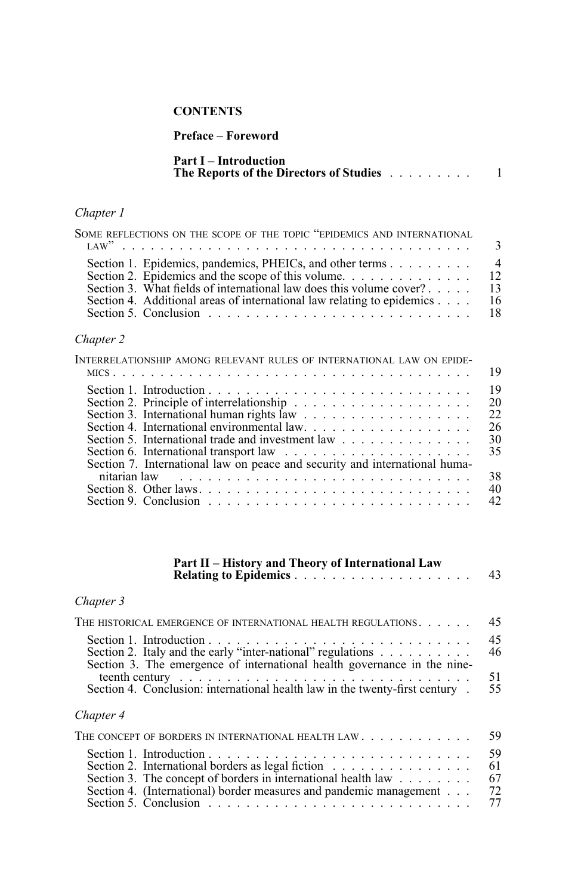**CONTENTS**

**Preface – Foreword**

**Part I – Introduction**
**The Reports of the Directors of Studies** . . . . . . . . . 1

*Chapter 1*

SOME REFLECTIONS ON THE SCOPE OF THE TOPIC "EPIDEMICS AND INTERNATIONAL LAW" . . . . . . . . . . . . . . . . . . . . . . . . . . . . . . . . . . . . . 3

Section 1. Epidemics, pandemics, PHEICs, and other terms . . . . . . . . . 4
Section 2. Epidemics and the scope of this volume. . . . . . . . . . . . . . 12
Section 3. What fields of international law does this volume cover? . . . . . 13
Section 4. Additional areas of international law relating to epidemics . . . . 16
Section 5. Conclusion . . . . . . . . . . . . . . . . . . . . . . . . . . 18

*Chapter 2*

INTERRELATIONSHIP AMONG RELEVANT RULES OF INTERNATIONAL LAW ON EPIDEMICS . . . . . . . . . . . . . . . . . . . . . . . . . . . . . . . . . . . . . 19

Section 1. Introduction . . . . . . . . . . . . . . . . . . . . . . . . . . 19
Section 2. Principle of interrelationship . . . . . . . . . . . . . . . . . . 20
Section 3. International human rights law . . . . . . . . . . . . . . . . . 22
Section 4. International environmental law. . . . . . . . . . . . . . . . . 26
Section 5. International trade and investment law . . . . . . . . . . . . . 30
Section 6. International transport law . . . . . . . . . . . . . . . . . . . 35
Section 7. International law on peace and security and international humanitarian law . . . . . . . . . . . . . . . . . . . . . . . . . . . . . . . . 38
Section 8. Other laws. . . . . . . . . . . . . . . . . . . . . . . . . . . 40
Section 9. Conclusion . . . . . . . . . . . . . . . . . . . . . . . . . . 42

**Part II – History and Theory of International Law Relating to Epidemics** . . . . . . . . . . . . . . . . . . . 43

*Chapter 3*

THE HISTORICAL EMERGENCE OF INTERNATIONAL HEALTH REGULATIONS. . . . . . 45

Section 1. Introduction . . . . . . . . . . . . . . . . . . . . . . . . . . 45
Section 2. Italy and the early "inter-national" regulations . . . . . . . . . . 46
Section 3. The emergence of international health governance in the nineteenth century . . . . . . . . . . . . . . . . . . . . . . . . . . . . . . . 51
Section 4. Conclusion: international health law in the twenty-first century . 55

*Chapter 4*

THE CONCEPT OF BORDERS IN INTERNATIONAL HEALTH LAW . . . . . . . . . . . 59

Section 1. Introduction . . . . . . . . . . . . . . . . . . . . . . . . . . 59
Section 2. International borders as legal fiction . . . . . . . . . . . . . . 61
Section 3. The concept of borders in international health law . . . . . . . . 67
Section 4. (International) border measures and pandemic management . . . 72
Section 5. Conclusion . . . . . . . . . . . . . . . . . . . . . . . . . . 77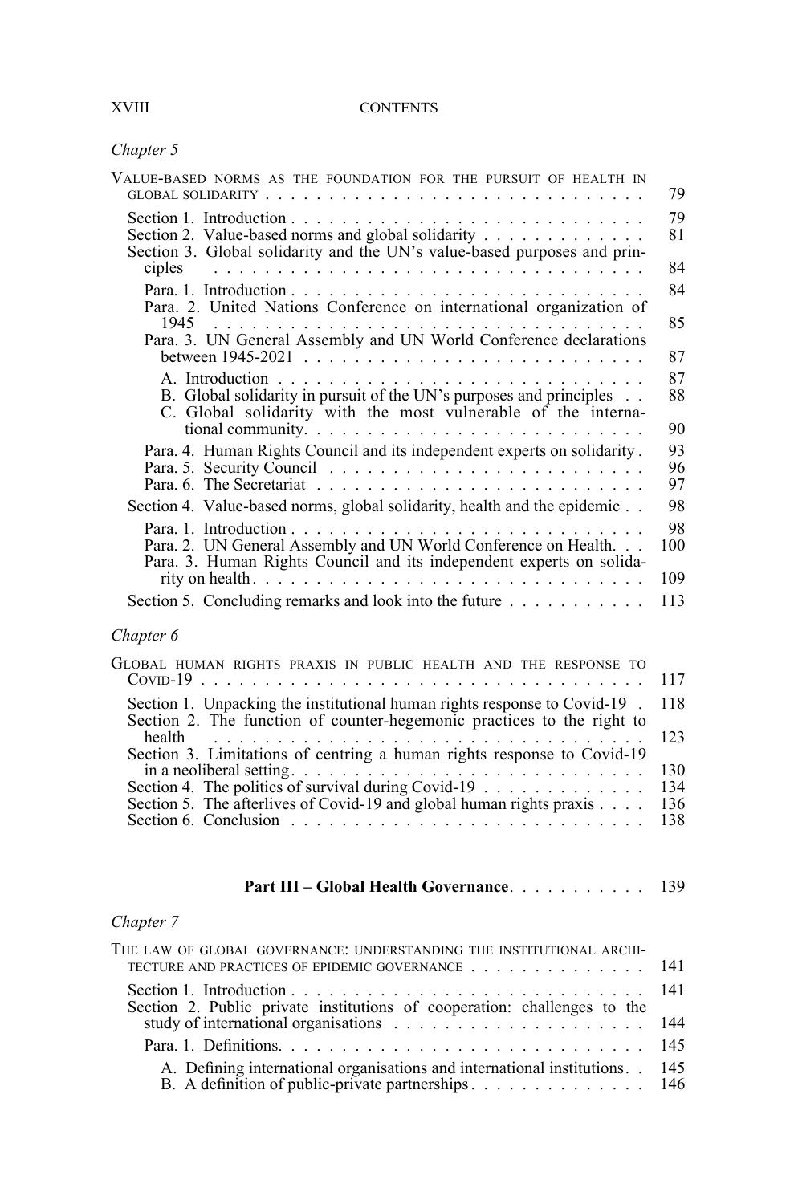*Chapter 5*

Value-based norms as the foundation for the pursuit of health in global solidarity . . . . . . . . . . . . . . . . . . . . . . . . . . . . . 79

- Section 1. Introduction . . . . . . . . . . . . . . . . . . . . . . . . . . . 79
- Section 2. Value-based norms and global solidarity . . . . . . . . . . . . 81
- Section 3. Global solidarity and the UN's value-based purposes and principles . . . . . . . . . . . . . . . . . . . . . . . . . . . . . . 84
  - Para. 1. Introduction . . . . . . . . . . . . . . . . . . . . . . . . . . . 84
  - Para. 2. United Nations Conference on international organization of 1945 . . . . . . . . . . . . . . . . . . . . . . . . . . . . . . . . 85
  - Para. 3. UN General Assembly and UN World Conference declarations between 1945-2021 . . . . . . . . . . . . . . . . . . . . . . . . . 87
    - A. Introduction . . . . . . . . . . . . . . . . . . . . . . . . . . . 87
    - B. Global solidarity in pursuit of the UN's purposes and principles . . 88
    - C. Global solidarity with the most vulnerable of the international community. . . . . . . . . . . . . . . . . . . . . . . . . . 90
  - Para. 4. Human Rights Council and its independent experts on solidarity . 93
  - Para. 5. Security Council . . . . . . . . . . . . . . . . . . . . . . . . 96
  - Para. 6. The Secretariat . . . . . . . . . . . . . . . . . . . . . . . . 97
- Section 4. Value-based norms, global solidarity, health and the epidemic . . 98
  - Para. 1. Introduction . . . . . . . . . . . . . . . . . . . . . . . . . . . 98
  - Para. 2. UN General Assembly and UN World Conference on Health. . . 100
  - Para. 3. Human Rights Council and its independent experts on solidarity on health . . . . . . . . . . . . . . . . . . . . . . . . . . . . 109
- Section 5. Concluding remarks and look into the future . . . . . . . . . . 113

*Chapter 6*

Global human rights praxis in public health and the response to Covid-19 . . . . . . . . . . . . . . . . . . . . . . . . . . . . . . . . . . 117

- Section 1. Unpacking the institutional human rights response to Covid-19 . 118
- Section 2. The function of counter-hegemonic practices to the right to health . . . . . . . . . . . . . . . . . . . . . . . . . . . . . . . . 123
- Section 3. Limitations of centring a human rights response to Covid-19 in a neoliberal setting. . . . . . . . . . . . . . . . . . . . . . . . . . 130
- Section 4. The politics of survival during Covid-19 . . . . . . . . . . . . 134
- Section 5. The afterlives of Covid-19 and global human rights praxis . . . . 136
- Section 6. Conclusion . . . . . . . . . . . . . . . . . . . . . . . . . . 138

## Part III – Global Health Governance. . . . . . . . . . . 139

*Chapter 7*

The law of global governance: understanding the institutional architecture and practices of epidemic governance . . . . . . . . . . . . . 141

- Section 1. Introduction . . . . . . . . . . . . . . . . . . . . . . . . . . . 141
- Section 2. Public private institutions of cooperation: challenges to the study of international organisations . . . . . . . . . . . . . . . . . . 144
  - Para. 1. Definitions. . . . . . . . . . . . . . . . . . . . . . . . . . . . 145
    - A. Defining international organisations and international institutions. . 145
    - B. A definition of public-private partnerships . . . . . . . . . . . . . 146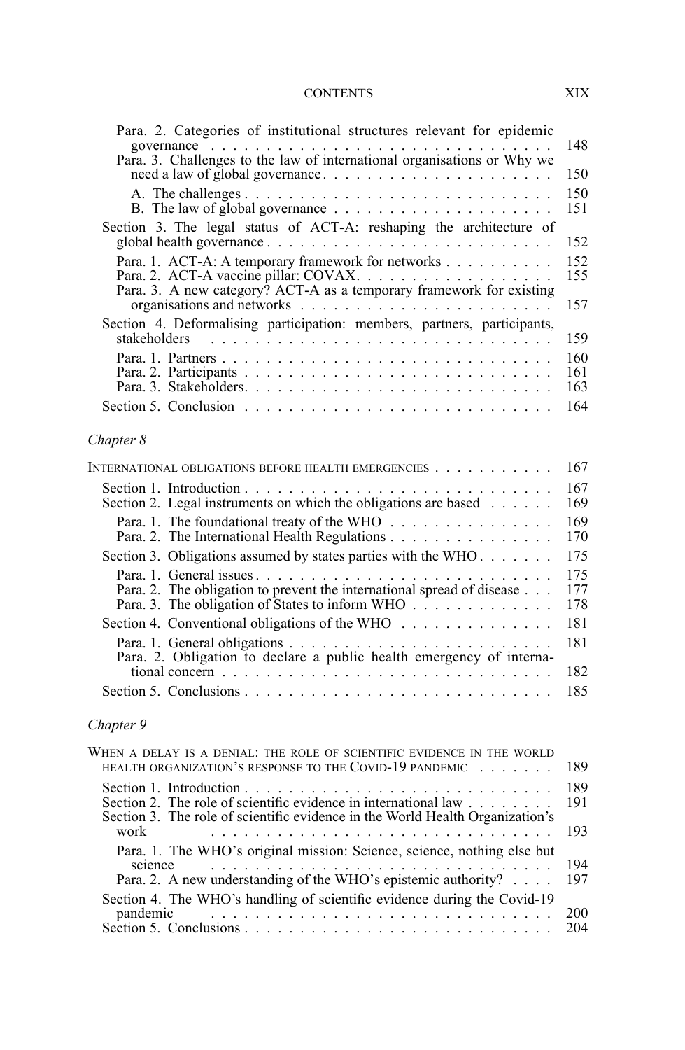Para. 2. Categories of institutional structures relevant for epidemic governance . . . . . . . . . . . . . . . . . . . . . . . . . . . . . . . 148
Para. 3. Challenges to the law of international organisations or Why we need a law of global governance . . . . . . . . . . . . . . . . . . . . . 150

A. The challenges . . . . . . . . . . . . . . . . . . . . . . . . . . 150
B. The law of global governance . . . . . . . . . . . . . . . . . . . 151

Section 3. The legal status of ACT-A: reshaping the architecture of global health governance . . . . . . . . . . . . . . . . . . . . . . . . . 152

Para. 1. ACT-A: A temporary framework for networks . . . . . . . . . . 152
Para. 2. ACT-A vaccine pillar: COVAX. . . . . . . . . . . . . . . . . 155
Para. 3. A new category? ACT-A as a temporary framework for existing organisations and networks . . . . . . . . . . . . . . . . . . . . . . 157

Section 4. Deformalising participation: members, partners, participants, stakeholders . . . . . . . . . . . . . . . . . . . . . . . . . . . . . 159

Para. 1. Partners . . . . . . . . . . . . . . . . . . . . . . . . . . . 160
Para. 2. Participants . . . . . . . . . . . . . . . . . . . . . . . . . 161
Para. 3. Stakeholders. . . . . . . . . . . . . . . . . . . . . . . . . 163

Section 5. Conclusion . . . . . . . . . . . . . . . . . . . . . . . . . 164

*Chapter 8*

INTERNATIONAL OBLIGATIONS BEFORE HEALTH EMERGENCIES . . . . . . . . . . . 167

Section 1. Introduction . . . . . . . . . . . . . . . . . . . . . . . . 167
Section 2. Legal instruments on which the obligations are based . . . . . . 169

Para. 1. The foundational treaty of the WHO . . . . . . . . . . . . . . 169
Para. 2. The International Health Regulations . . . . . . . . . . . . . 170

Section 3. Obligations assumed by states parties with the WHO . . . . . . . 175

Para. 1. General issues . . . . . . . . . . . . . . . . . . . . . . . . 175
Para. 2. The obligation to prevent the international spread of disease . . . 177
Para. 3. The obligation of States to inform WHO . . . . . . . . . . . . . 178

Section 4. Conventional obligations of the WHO . . . . . . . . . . . . . 181

Para. 1. General obligations . . . . . . . . . . . . . . . . . . . . . . 181
Para. 2. Obligation to declare a public health emergency of international concern . . . . . . . . . . . . . . . . . . . . . . . . . . . . . 182

Section 5. Conclusions . . . . . . . . . . . . . . . . . . . . . . . . . 185

*Chapter 9*

WHEN A DELAY IS A DENIAL: THE ROLE OF SCIENTIFIC EVIDENCE IN THE WORLD HEALTH ORGANIZATION'S RESPONSE TO THE COVID-19 PANDEMIC . . . . . . . 189

Section 1. Introduction . . . . . . . . . . . . . . . . . . . . . . . . 189
Section 2. The role of scientific evidence in international law . . . . . . . . 191
Section 3. The role of scientific evidence in the World Health Organization's work . . . . . . . . . . . . . . . . . . . . . . . . . . . . . . . . 193

Para. 1. The WHO's original mission: Science, science, nothing else but science . . . . . . . . . . . . . . . . . . . . . . . . . . . . . . . 194
Para. 2. A new understanding of the WHO's epistemic authority? . . . . 197

Section 4. The WHO's handling of scientific evidence during the Covid-19 pandemic . . . . . . . . . . . . . . . . . . . . . . . . . . . . . . . 200
Section 5. Conclusions . . . . . . . . . . . . . . . . . . . . . . . . . 204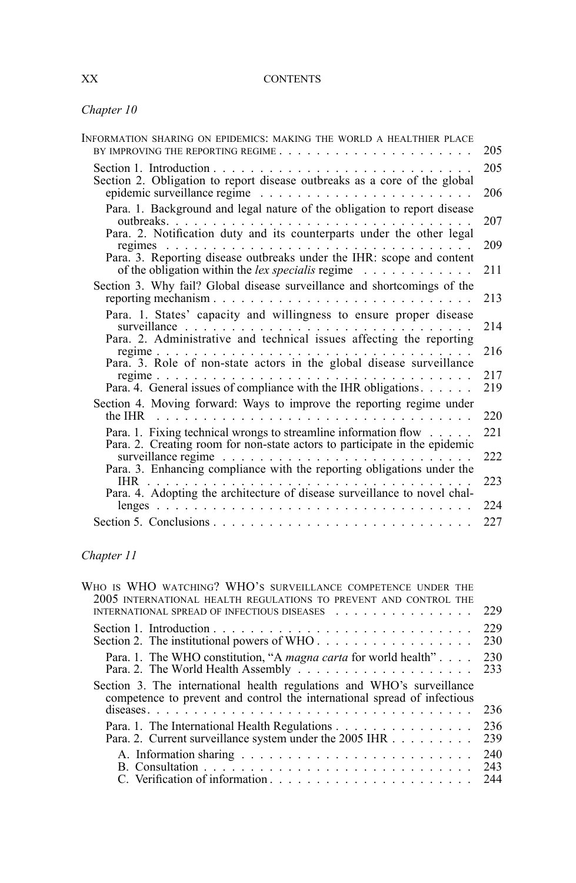*Chapter 10*

INFORMATION SHARING ON EPIDEMICS: MAKING THE WORLD A HEALTHIER PLACE BY IMPROVING THE REPORTING REGIME . . . . . 205

- Section 1. Introduction . . . . . 205
- Section 2. Obligation to report disease outbreaks as a core of the global epidemic surveillance regime . . . . . 206
  - Para. 1. Background and legal nature of the obligation to report disease outbreaks. . . . . 207
  - Para. 2. Notification duty and its counterparts under the other legal regimes . . . . . 209
  - Para. 3. Reporting disease outbreaks under the IHR: scope and content of the obligation within the *lex specialis* regime . . . . . 211
- Section 3. Why fail? Global disease surveillance and shortcomings of the reporting mechanism . . . . . 213
  - Para. 1. States' capacity and willingness to ensure proper disease surveillance . . . . . 214
  - Para. 2. Administrative and technical issues affecting the reporting regime . . . . . 216
  - Para. 3. Role of non-state actors in the global disease surveillance regime . . . . . 217
  - Para. 4. General issues of compliance with the IHR obligations. . . . . 219
- Section 4. Moving forward: Ways to improve the reporting regime under the IHR . . . . . 220
  - Para. 1. Fixing technical wrongs to streamline information flow . . . . . 221
  - Para. 2. Creating room for non-state actors to participate in the epidemic surveillance regime . . . . . 222
  - Para. 3. Enhancing compliance with the reporting obligations under the IHR . . . . . 223
  - Para. 4. Adopting the architecture of disease surveillance to novel challenges . . . . . 224
- Section 5. Conclusions . . . . . 227

*Chapter 11*

WHO IS WHO WATCHING? WHO'S SURVEILLANCE COMPETENCE UNDER THE 2005 INTERNATIONAL HEALTH REGULATIONS TO PREVENT AND CONTROL THE INTERNATIONAL SPREAD OF INFECTIOUS DISEASES . . . . . 229

- Section 1. Introduction . . . . . 229
- Section 2. The institutional powers of WHO . . . . . 230
  - Para. 1. The WHO constitution, "A *magna carta* for world health" . . . . 230
  - Para. 2. The World Health Assembly . . . . . 233
- Section 3. The international health regulations and WHO's surveillance competence to prevent and control the international spread of infectious diseases. . . . . 236
  - Para. 1. The International Health Regulations . . . . . 236
  - Para. 2. Current surveillance system under the 2005 IHR . . . . . 239
    - A. Information sharing . . . . . 240
    - B. Consultation . . . . . 243
    - C. Verification of information. . . . . 244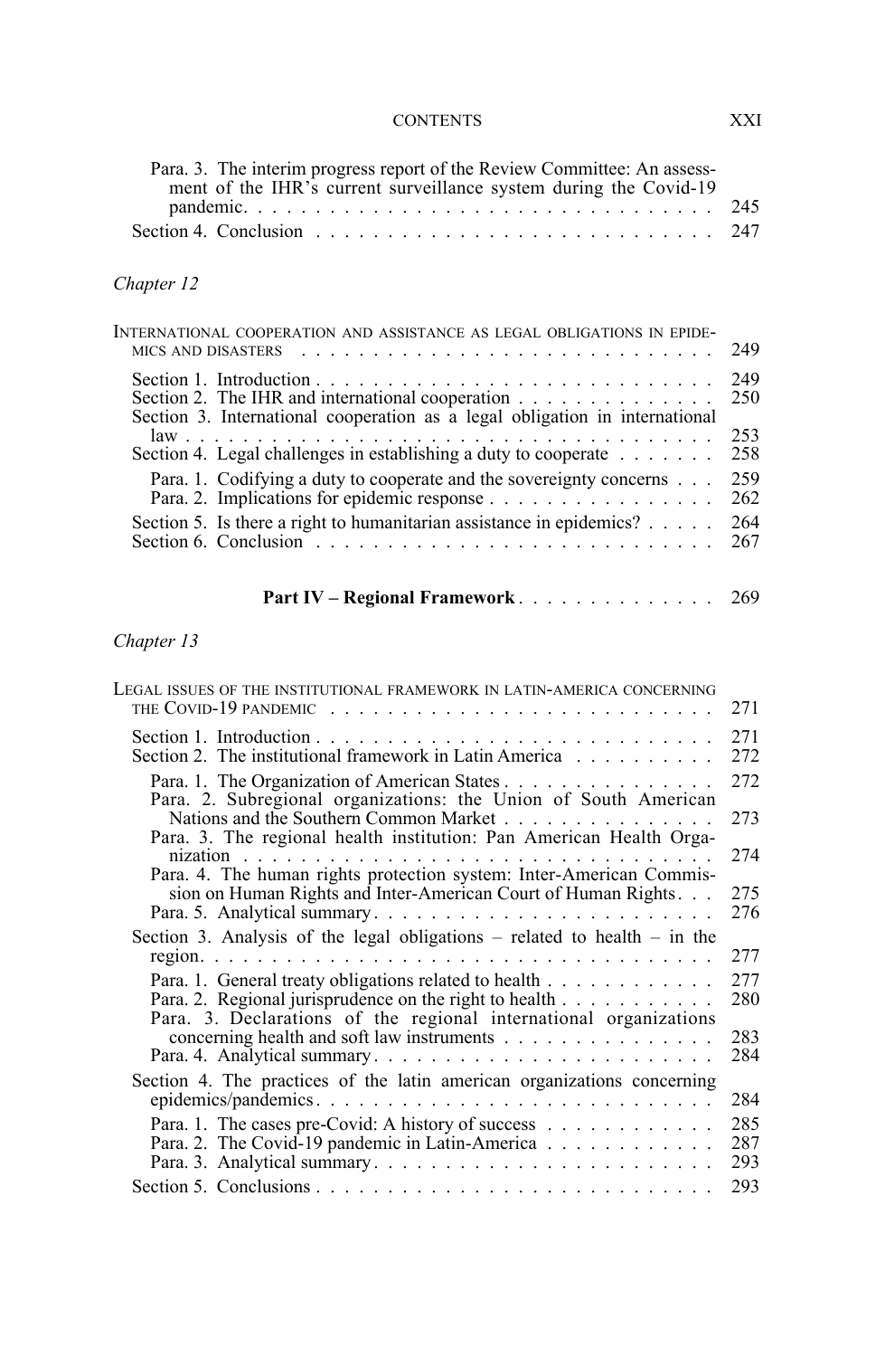Para. 3. The interim progress report of the Review Committee: An assessment of the IHR's current surveillance system during the Covid-19 pandemic. . . . . . . . . . . . . . . . . . . . . . . . . . . . . . . . 245

Section 4. Conclusion . . . . . . . . . . . . . . . . . . . . . . . . . . 247

*Chapter 12*

International cooperation and assistance as legal obligations in epidemics and disasters . . . . . . . . . . . . . . . . . . . . . . . . . . . . 249

Section 1. Introduction . . . . . . . . . . . . . . . . . . . . . . . . . . . 249
Section 2. The IHR and international cooperation . . . . . . . . . . . . . 250
Section 3. International cooperation as a legal obligation in international law . . . . . . . . . . . . . . . . . . . . . . . . . . . . . . . . . . . . 253
Section 4. Legal challenges in establishing a duty to cooperate . . . . . . . 258

Para. 1. Codifying a duty to cooperate and the sovereignty concerns . . . 259
Para. 2. Implications for epidemic response . . . . . . . . . . . . . . . . 262

Section 5. Is there a right to humanitarian assistance in epidemics? . . . . . 264
Section 6. Conclusion . . . . . . . . . . . . . . . . . . . . . . . . . . 267

**Part IV – Regional Framework** . . . . . . . . . . . . . 269

*Chapter 13*

Legal issues of the institutional framework in latin-america concerning the Covid-19 pandemic . . . . . . . . . . . . . . . . . . . . . . . . . . 271

Section 1. Introduction . . . . . . . . . . . . . . . . . . . . . . . . . . . 271
Section 2. The institutional framework in Latin America . . . . . . . . . . 272

Para. 1. The Organization of American States . . . . . . . . . . . . . . . 272
Para. 2. Subregional organizations: the Union of South American Nations and the Southern Common Market . . . . . . . . . . . . . . . 273
Para. 3. The regional health institution: Pan American Health Organization . . . . . . . . . . . . . . . . . . . . . . . . . . . . . . . . . 274
Para. 4. The human rights protection system: Inter-American Commission on Human Rights and Inter-American Court of Human Rights . . . 275
Para. 5. Analytical summary . . . . . . . . . . . . . . . . . . . . . . . 276

Section 3. Analysis of the legal obligations – related to health – in the region . . . . . . . . . . . . . . . . . . . . . . . . . . . . . . . . . . . 277

Para. 1. General treaty obligations related to health . . . . . . . . . . . 277
Para. 2. Regional jurisprudence on the right to health . . . . . . . . . . . 280
Para. 3. Declarations of the regional international organizations concerning health and soft law instruments . . . . . . . . . . . . . . . 283
Para. 4. Analytical summary . . . . . . . . . . . . . . . . . . . . . . . 284

Section 4. The practices of the latin american organizations concerning epidemics/pandemics . . . . . . . . . . . . . . . . . . . . . . . . . . . 284

Para. 1. The cases pre-Covid: A history of success . . . . . . . . . . . . 285
Para. 2. The Covid-19 pandemic in Latin-America . . . . . . . . . . . . 287
Para. 3. Analytical summary . . . . . . . . . . . . . . . . . . . . . . . 293

Section 5. Conclusions . . . . . . . . . . . . . . . . . . . . . . . . . . . 293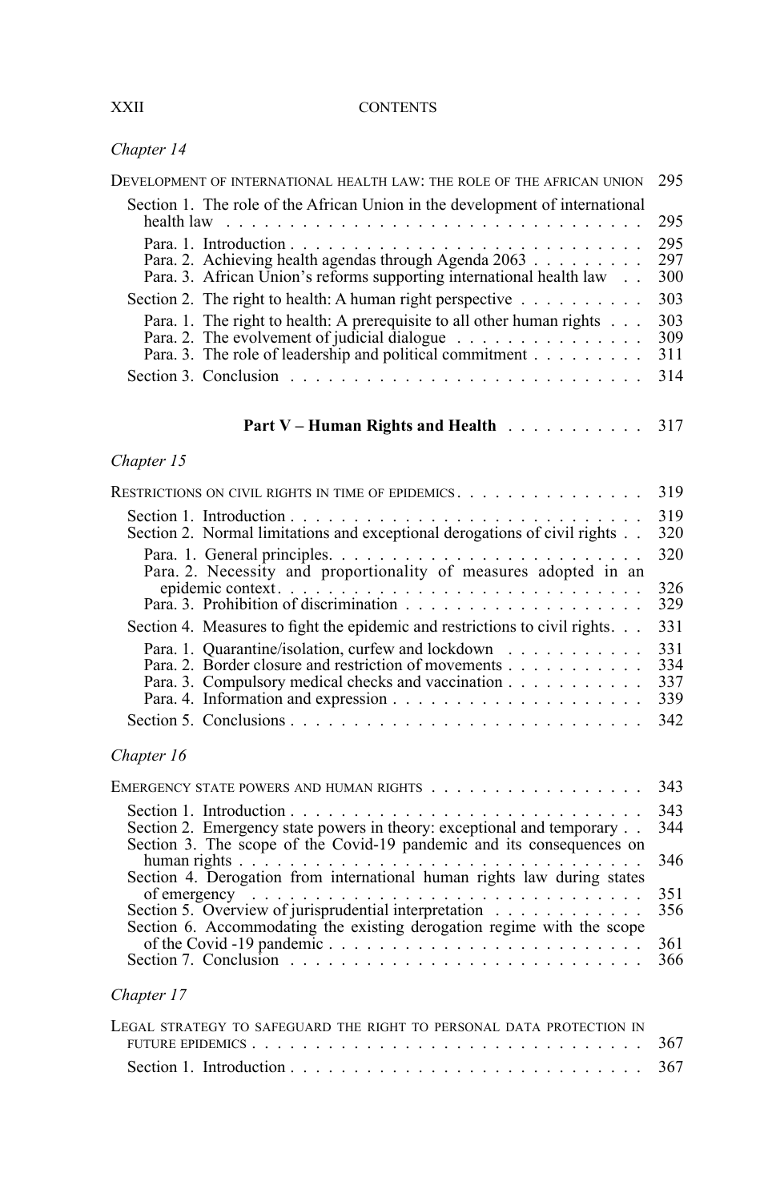*Chapter 14*

Development of international health law: the role of the African Union 295

Section 1. The role of the African Union in the development of international health law . . . . . . . . . . . . . . . . . . . . . . . . . . . . . . . . 295

Para. 1. Introduction . . . . . . . . . . . . . . . . . . . . . . . . . . . 295
Para. 2. Achieving health agendas through Agenda 2063 . . . . . . . . . 297
Para. 3. African Union's reforms supporting international health law . . 300

Section 2. The right to health: A human right perspective . . . . . . . . . . 303

Para. 1. The right to health: A prerequisite to all other human rights . . . 303
Para. 2. The evolvement of judicial dialogue . . . . . . . . . . . . . . 309
Para. 3. The role of leadership and political commitment . . . . . . . . . 311

Section 3. Conclusion . . . . . . . . . . . . . . . . . . . . . . . . . . 314

**Part V – Human Rights and Health** . . . . . . . . . . . 317

*Chapter 15*

Restrictions on civil rights in time of epidemics . . . . . . . . . . . . . . . 319

Section 1. Introduction . . . . . . . . . . . . . . . . . . . . . . . . . . . 319
Section 2. Normal limitations and exceptional derogations of civil rights . . 320

Para. 1. General principles. . . . . . . . . . . . . . . . . . . . . . . . 320
Para. 2. Necessity and proportionality of measures adopted in an epidemic context . . . . . . . . . . . . . . . . . . . . . . . . . . . . 326
Para. 3. Prohibition of discrimination . . . . . . . . . . . . . . . . . . 329

Section 4. Measures to fight the epidemic and restrictions to civil rights. . . 331

Para. 1. Quarantine/isolation, curfew and lockdown . . . . . . . . . . . 331
Para. 2. Border closure and restriction of movements . . . . . . . . . . . 334
Para. 3. Compulsory medical checks and vaccination . . . . . . . . . . . 337
Para. 4. Information and expression . . . . . . . . . . . . . . . . . . . 339

Section 5. Conclusions . . . . . . . . . . . . . . . . . . . . . . . . . . 342

*Chapter 16*

Emergency state powers and human rights . . . . . . . . . . . . . . . . . 343

Section 1. Introduction . . . . . . . . . . . . . . . . . . . . . . . . . . . 343
Section 2. Emergency state powers in theory: exceptional and temporary . . 344
Section 3. The scope of the Covid-19 pandemic and its consequences on human rights . . . . . . . . . . . . . . . . . . . . . . . . . . . . . . . 346
Section 4. Derogation from international human rights law during states of emergency . . . . . . . . . . . . . . . . . . . . . . . . . . . . . . . 351
Section 5. Overview of jurisprudential interpretation . . . . . . . . . . . 356
Section 6. Accommodating the existing derogation regime with the scope of the Covid -19 pandemic . . . . . . . . . . . . . . . . . . . . . . . . 361
Section 7. Conclusion . . . . . . . . . . . . . . . . . . . . . . . . . . 366

*Chapter 17*

Legal strategy to safeguard the right to personal data protection in future epidemics . . . . . . . . . . . . . . . . . . . . . . . . . . . . . . . 367

Section 1. Introduction . . . . . . . . . . . . . . . . . . . . . . . . . . . 367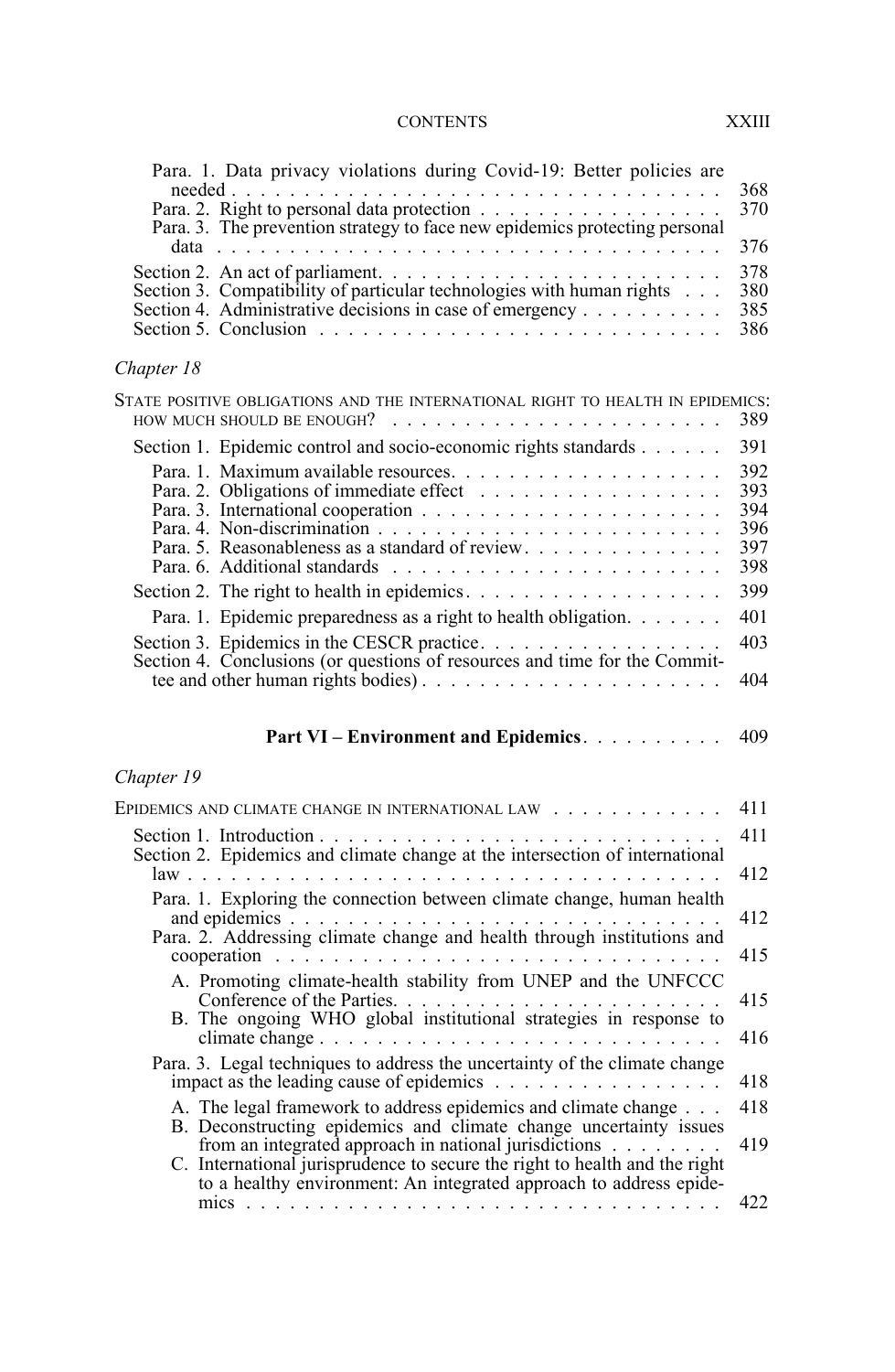Para. 1. Data privacy violations during Covid-19: Better policies are needed . . . . . . . . . . . . . . . . . . . . . . . . . . . . . . . . . . 368
Para. 2. Right to personal data protection . . . . . . . . . . . . . . . . 370
Para. 3. The prevention strategy to face new epidemics protecting personal data . . . . . . . . . . . . . . . . . . . . . . . . . . . . . . . . . . 376

Section 2. An act of parliament. . . . . . . . . . . . . . . . . . . . . . 378
Section 3. Compatibility of particular technologies with human rights . . . 380
Section 4. Administrative decisions in case of emergency . . . . . . . . . 385
Section 5. Conclusion . . . . . . . . . . . . . . . . . . . . . . . . . . 386

*Chapter 18*

STATE POSITIVE OBLIGATIONS AND THE INTERNATIONAL RIGHT TO HEALTH IN EPIDEMICS: HOW MUCH SHOULD BE ENOUGH? . . . . . . . . . . . . . . . . . . . . . 389

Section 1. Epidemic control and socio-economic rights standards . . . . . . 391

Para. 1. Maximum available resources. . . . . . . . . . . . . . . . . . 392
Para. 2. Obligations of immediate effect . . . . . . . . . . . . . . . . 393
Para. 3. International cooperation . . . . . . . . . . . . . . . . . . . 394
Para. 4. Non-discrimination . . . . . . . . . . . . . . . . . . . . . . . 396
Para. 5. Reasonableness as a standard of review. . . . . . . . . . . . . 397
Para. 6. Additional standards . . . . . . . . . . . . . . . . . . . . . 398

Section 2. The right to health in epidemics. . . . . . . . . . . . . . . . . 399

Para. 1. Epidemic preparedness as a right to health obligation. . . . . . . 401

Section 3. Epidemics in the CESCR practice. . . . . . . . . . . . . . . . . 403
Section 4. Conclusions (or questions of resources and time for the Committee and other human rights bodies) . . . . . . . . . . . . . . . . . . . . 404

**Part VI – Environment and Epidemics**. . . . . . . . . . 409

*Chapter 19*

EPIDEMICS AND CLIMATE CHANGE IN INTERNATIONAL LAW . . . . . . . . . . . . 411

Section 1. Introduction . . . . . . . . . . . . . . . . . . . . . . . . . . 411
Section 2. Epidemics and climate change at the intersection of international law . . . . . . . . . . . . . . . . . . . . . . . . . . . . . . . . . . . . 412

Para. 1. Exploring the connection between climate change, human health and epidemics . . . . . . . . . . . . . . . . . . . . . . . . . . . . . . 412
Para. 2. Addressing climate change and health through institutions and cooperation . . . . . . . . . . . . . . . . . . . . . . . . . . . . . . . 415

A. Promoting climate-health stability from UNEP and the UNFCCC Conference of the Parties. . . . . . . . . . . . . . . . . . . . . . . . 415
B. The ongoing WHO global institutional strategies in response to climate change . . . . . . . . . . . . . . . . . . . . . . . . . . . . . . 416

Para. 3. Legal techniques to address the uncertainty of the climate change impact as the leading cause of epidemics . . . . . . . . . . . . . . . . 418

A. The legal framework to address epidemics and climate change . . . 418
B. Deconstructing epidemics and climate change uncertainty issues from an integrated approach in national jurisdictions . . . . . . . . 419
C. International jurisprudence to secure the right to health and the right to a healthy environment: An integrated approach to address epidemics . . . . . . . . . . . . . . . . . . . . . . . . . . . . . . . . . 422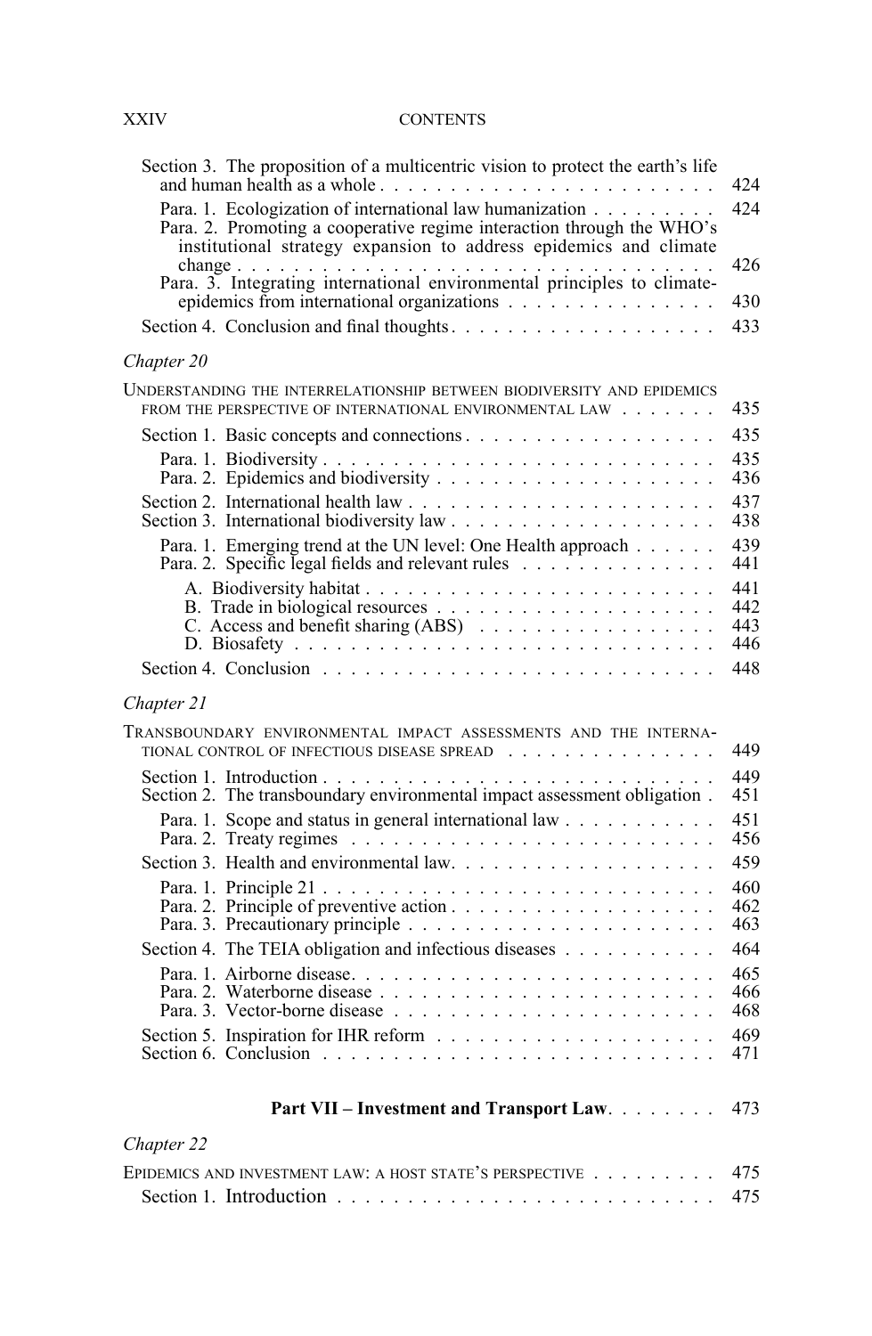Section 3. The proposition of a multicentric vision to protect the earth's life and human health as a whole . . . . . . . . . . . . . . . . . . . . . . . . 424

Para. 1. Ecologization of international law humanization . . . . . . . . . 424

Para. 2. Promoting a cooperative regime interaction through the WHO's institutional strategy expansion to address epidemics and climate change . . . . . . . . . . . . . . . . . . . . . . . . . . . . . . . . . . 426

Para. 3. Integrating international environmental principles to climate-epidemics from international organizations . . . . . . . . . . . . . . 430

Section 4. Conclusion and final thoughts . . . . . . . . . . . . . . . . . . 433

*Chapter 20*

Understanding the interrelationship between biodiversity and epidemics from the perspective of international environmental law . . . . . . . 435

Section 1. Basic concepts and connections . . . . . . . . . . . . . . . . . 435

Para. 1. Biodiversity . . . . . . . . . . . . . . . . . . . . . . . . . . . 435

Para. 2. Epidemics and biodiversity . . . . . . . . . . . . . . . . . . . 436

Section 2. International health law . . . . . . . . . . . . . . . . . . . . . 437

Section 3. International biodiversity law . . . . . . . . . . . . . . . . . . 438

Para. 1. Emerging trend at the UN level: One Health approach . . . . . . 439

Para. 2. Specific legal fields and relevant rules . . . . . . . . . . . . . 441

A. Biodiversity habitat . . . . . . . . . . . . . . . . . . . . . . . . 441

B. Trade in biological resources . . . . . . . . . . . . . . . . . . . . 442

C. Access and benefit sharing (ABS) . . . . . . . . . . . . . . . . . 443

D. Biosafety . . . . . . . . . . . . . . . . . . . . . . . . . . . . . . 446

Section 4. Conclusion . . . . . . . . . . . . . . . . . . . . . . . . . . . . 448

*Chapter 21*

Transboundary environmental impact assessments and the international control of infectious disease spread . . . . . . . . . . . . . . 449

Section 1. Introduction . . . . . . . . . . . . . . . . . . . . . . . . . . . 449

Section 2. The transboundary environmental impact assessment obligation . 451

Para. 1. Scope and status in general international law . . . . . . . . . . 451

Para. 2. Treaty regimes . . . . . . . . . . . . . . . . . . . . . . . . . 456

Section 3. Health and environmental law. . . . . . . . . . . . . . . . . . 459

Para. 1. Principle 21 . . . . . . . . . . . . . . . . . . . . . . . . . . . 460

Para. 2. Principle of preventive action . . . . . . . . . . . . . . . . . . 462

Para. 3. Precautionary principle . . . . . . . . . . . . . . . . . . . . . 463

Section 4. The TEIA obligation and infectious diseases . . . . . . . . . . 464

Para. 1. Airborne disease. . . . . . . . . . . . . . . . . . . . . . . . . 465

Para. 2. Waterborne disease . . . . . . . . . . . . . . . . . . . . . . . 466

Para. 3. Vector-borne disease . . . . . . . . . . . . . . . . . . . . . . 468

Section 5. Inspiration for IHR reform . . . . . . . . . . . . . . . . . . . 469

Section 6. Conclusion . . . . . . . . . . . . . . . . . . . . . . . . . . . . 471

**Part VII – Investment and Transport Law**. . . . . . . . 473

*Chapter 22*

Epidemics and investment law: a host state's perspective . . . . . . . . . 475

Section 1. Introduction . . . . . . . . . . . . . . . . . . . . . . . . . . . 475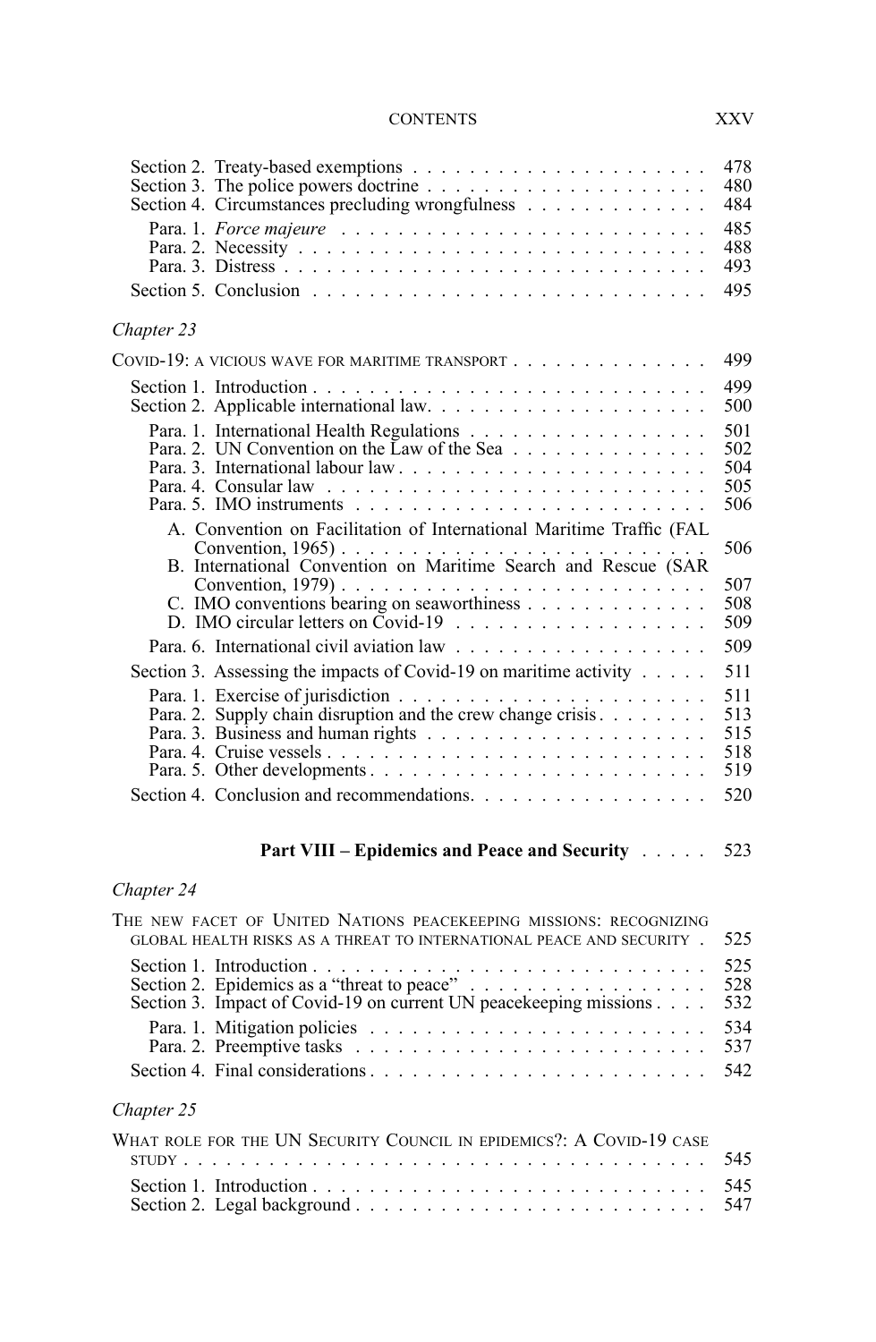Section 2. Treaty-based exemptions . . . . . . . . . . . . . . . . . . . . . 478
Section 3. The police powers doctrine . . . . . . . . . . . . . . . . . . . . 480
Section 4. Circumstances precluding wrongfulness . . . . . . . . . . . . 484

Para. 1. *Force majeure* . . . . . . . . . . . . . . . . . . . . . . . . . 485
Para. 2. Necessity . . . . . . . . . . . . . . . . . . . . . . . . . . . . 488
Para. 3. Distress . . . . . . . . . . . . . . . . . . . . . . . . . . . . . 493

Section 5. Conclusion . . . . . . . . . . . . . . . . . . . . . . . . . . 495

*Chapter 23*

COVID-19: A VICIOUS WAVE FOR MARITIME TRANSPORT . . . . . . . . . . . . . 499

Section 1. Introduction . . . . . . . . . . . . . . . . . . . . . . . . . . 499
Section 2. Applicable international law. . . . . . . . . . . . . . . . . . . 500

Para. 1. International Health Regulations . . . . . . . . . . . . . . . . 501
Para. 2. UN Convention on the Law of the Sea . . . . . . . . . . . . . . 502
Para. 3. International labour law . . . . . . . . . . . . . . . . . . . . . 504
Para. 4. Consular law . . . . . . . . . . . . . . . . . . . . . . . . . . 505
Para. 5. IMO instruments . . . . . . . . . . . . . . . . . . . . . . . . 506

A. Convention on Facilitation of International Maritime Traffic (FAL Convention, 1965) . . . . . . . . . . . . . . . . . . . . . . . . . 506
B. International Convention on Maritime Search and Rescue (SAR Convention, 1979) . . . . . . . . . . . . . . . . . . . . . . . . . 507
C. IMO conventions bearing on seaworthiness . . . . . . . . . . . . . 508
D. IMO circular letters on Covid-19 . . . . . . . . . . . . . . . . . . 509

Para. 6. International civil aviation law . . . . . . . . . . . . . . . . . 509

Section 3. Assessing the impacts of Covid-19 on maritime activity . . . . . 511

Para. 1. Exercise of jurisdiction . . . . . . . . . . . . . . . . . . . . . 511
Para. 2. Supply chain disruption and the crew change crisis . . . . . . . . 513
Para. 3. Business and human rights . . . . . . . . . . . . . . . . . . . 515
Para. 4. Cruise vessels . . . . . . . . . . . . . . . . . . . . . . . . . . 518
Para. 5. Other developments . . . . . . . . . . . . . . . . . . . . . . . 519

Section 4. Conclusion and recommendations. . . . . . . . . . . . . . . . 520

**Part VIII – Epidemics and Peace and Security** . . . . . 523

*Chapter 24*

THE NEW FACET OF UNITED NATIONS PEACEKEEPING MISSIONS: RECOGNIZING GLOBAL HEALTH RISKS AS A THREAT TO INTERNATIONAL PEACE AND SECURITY . 525

Section 1. Introduction . . . . . . . . . . . . . . . . . . . . . . . . . . 525
Section 2. Epidemics as a "threat to peace" . . . . . . . . . . . . . . . . 528
Section 3. Impact of Covid-19 on current UN peacekeeping missions . . . . 532

Para. 1. Mitigation policies . . . . . . . . . . . . . . . . . . . . . . . 534
Para. 2. Preemptive tasks . . . . . . . . . . . . . . . . . . . . . . . . 537

Section 4. Final considerations . . . . . . . . . . . . . . . . . . . . . . 542

*Chapter 25*

WHAT ROLE FOR THE UN SECURITY COUNCIL IN EPIDEMICS?: A COVID-19 CASE STUDY . . . . . . . . . . . . . . . . . . . . . . . . . . . . . . . . . . 545

Section 1. Introduction . . . . . . . . . . . . . . . . . . . . . . . . . . 545
Section 2. Legal background . . . . . . . . . . . . . . . . . . . . . . . . 547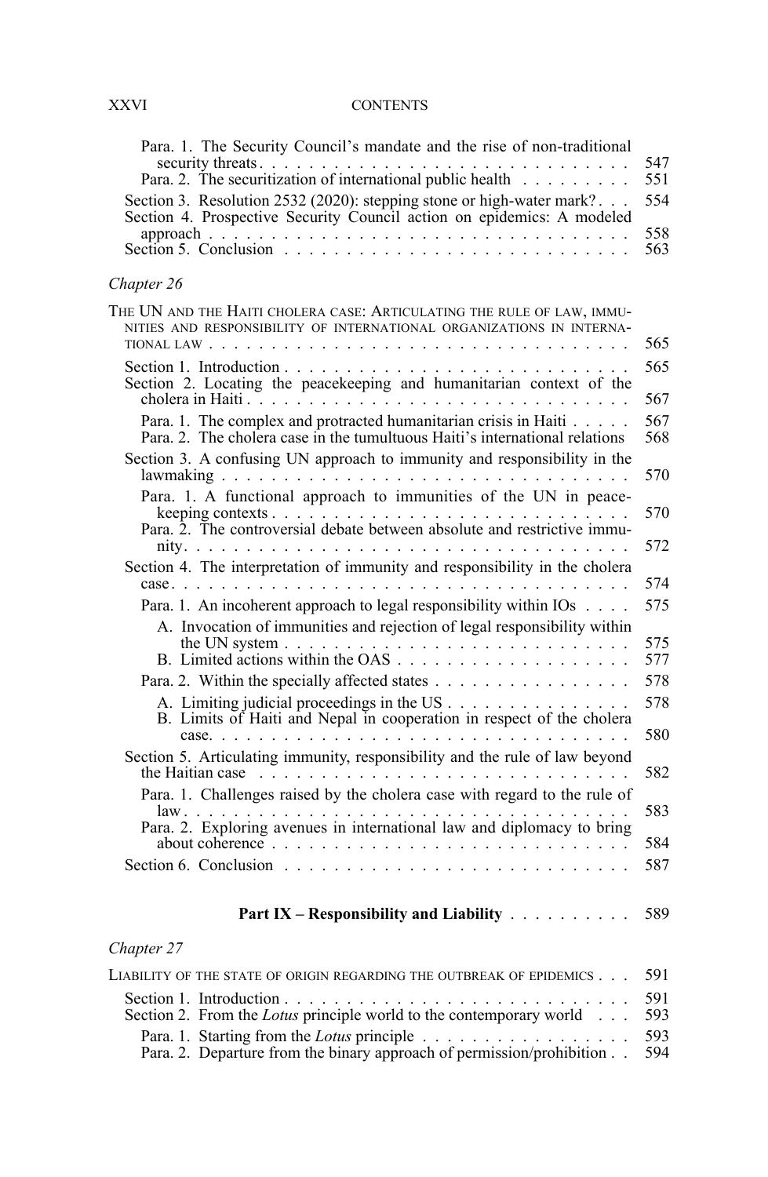Para. 1. The Security Council's mandate and the rise of non-traditional security threats . . . . . . . . . . . . . . . . . . . . . . . . . . . . 547
Para. 2. The securitization of international public health . . . . . . . . . 551

Section 3. Resolution 2532 (2020): stepping stone or high-water mark? . . . 554
Section 4. Prospective Security Council action on epidemics: A modeled approach . . . . . . . . . . . . . . . . . . . . . . . . . . . . . . . . 558
Section 5. Conclusion . . . . . . . . . . . . . . . . . . . . . . . . . . 563

*Chapter 26*

THE UN AND THE HAITI CHOLERA CASE: ARTICULATING THE RULE OF LAW, IMMUNITIES AND RESPONSIBILITY OF INTERNATIONAL ORGANIZATIONS IN INTERNATIONAL LAW . . . . . . . . . . . . . . . . . . . . . . . . . . . . . . . . 565

Section 1. Introduction . . . . . . . . . . . . . . . . . . . . . . . . . . 565
Section 2. Locating the peacekeeping and humanitarian context of the cholera in Haiti . . . . . . . . . . . . . . . . . . . . . . . . . . . . . 567

Para. 1. The complex and protracted humanitarian crisis in Haiti . . . . . 567
Para. 2. The cholera case in the tumultuous Haiti's international relations 568

Section 3. A confusing UN approach to immunity and responsibility in the lawmaking . . . . . . . . . . . . . . . . . . . . . . . . . . . . . . . 570

Para. 1. A functional approach to immunities of the UN in peacekeeping contexts . . . . . . . . . . . . . . . . . . . . . . . . . . . . . 570
Para. 2. The controversial debate between absolute and restrictive immunity . . . . . . . . . . . . . . . . . . . . . . . . . . . . . . . . . . . 572

Section 4. The interpretation of immunity and responsibility in the cholera case . . . . . . . . . . . . . . . . . . . . . . . . . . . . . . . . . . . 574

Para. 1. An incoherent approach to legal responsibility within IOs . . . . 575

A. Invocation of immunities and rejection of legal responsibility within the UN system . . . . . . . . . . . . . . . . . . . . . . . . . . . . 575
B. Limited actions within the OAS . . . . . . . . . . . . . . . . . . 577

Para. 2. Within the specially affected states . . . . . . . . . . . . . . . 578

A. Limiting judicial proceedings in the US . . . . . . . . . . . . . . . 578
B. Limits of Haiti and Nepal in cooperation in respect of the cholera case. . . . . . . . . . . . . . . . . . . . . . . . . . . . . . . . . . 580

Section 5. Articulating immunity, responsibility and the rule of law beyond the Haitian case . . . . . . . . . . . . . . . . . . . . . . . . . . . . 582

Para. 1. Challenges raised by the cholera case with regard to the rule of law . . . . . . . . . . . . . . . . . . . . . . . . . . . . . . . . . . . 583
Para. 2. Exploring avenues in international law and diplomacy to bring about coherence . . . . . . . . . . . . . . . . . . . . . . . . . . . . 584

Section 6. Conclusion . . . . . . . . . . . . . . . . . . . . . . . . . . 587

**Part IX – Responsibility and Liability** . . . . . . . . . . 589

*Chapter 27*

LIABILITY OF THE STATE OF ORIGIN REGARDING THE OUTBREAK OF EPIDEMICS . . . 591

Section 1. Introduction . . . . . . . . . . . . . . . . . . . . . . . . . . 591
Section 2. From the *Lotus* principle world to the contemporary world . . . 593

Para. 1. Starting from the *Lotus* principle . . . . . . . . . . . . . . . . 593
Para. 2. Departure from the binary approach of permission/prohibition . . 594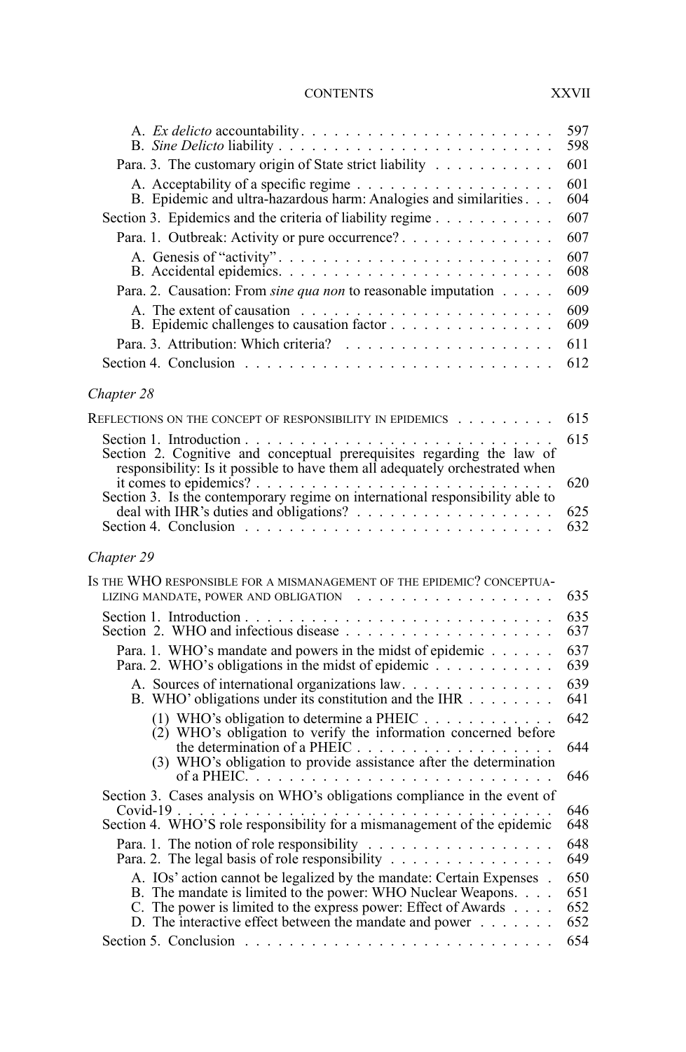A. *Ex delicto* accountability . . . . . . . . . . . . . . . . . . . . . . . 597
B. *Sine Delicto* liability . . . . . . . . . . . . . . . . . . . . . . . . . 598

Para. 3. The customary origin of State strict liability . . . . . . . . . . . 601

A. Acceptability of a specific regime . . . . . . . . . . . . . . . . . . 601
B. Epidemic and ultra-hazardous harm: Analogies and similarities . . . 604

Section 3. Epidemics and the criteria of liability regime . . . . . . . . . . 607

Para. 1. Outbreak: Activity or pure occurrence? . . . . . . . . . . . . . 607

A. Genesis of "activity" . . . . . . . . . . . . . . . . . . . . . . . . . 607
B. Accidental epidemics. . . . . . . . . . . . . . . . . . . . . . . . . 608

Para. 2. Causation: From *sine qua non* to reasonable imputation . . . . . 609

A. The extent of causation . . . . . . . . . . . . . . . . . . . . . . . 609
B. Epidemic challenges to causation factor . . . . . . . . . . . . . . . 609

Para. 3. Attribution: Which criteria? . . . . . . . . . . . . . . . . . . . 611

Section 4. Conclusion . . . . . . . . . . . . . . . . . . . . . . . . . . . 612

*Chapter 28*

REFLECTIONS ON THE CONCEPT OF RESPONSIBILITY IN EPIDEMICS . . . . . . . . . 615

Section 1. Introduction . . . . . . . . . . . . . . . . . . . . . . . . . . . 615
Section 2. Cognitive and conceptual prerequisites regarding the law of responsibility: Is it possible to have them all adequately orchestrated when it comes to epidemics? . . . . . . . . . . . . . . . . . . . . . . . . . . 620
Section 3. Is the contemporary regime on international responsibility able to deal with IHR's duties and obligations? . . . . . . . . . . . . . . . . . 625
Section 4. Conclusion . . . . . . . . . . . . . . . . . . . . . . . . . . . 632

*Chapter 29*

IS THE WHO RESPONSIBLE FOR A MISMANAGEMENT OF THE EPIDEMIC? CONCEPTUALIZING MANDATE, POWER AND OBLIGATION . . . . . . . . . . . . . . . . . 635

Section 1. Introduction . . . . . . . . . . . . . . . . . . . . . . . . . . . 635
Section 2. WHO and infectious disease . . . . . . . . . . . . . . . . . . . 637

Para. 1. WHO's mandate and powers in the midst of epidemic . . . . . . 637
Para. 2. WHO's obligations in the midst of epidemic . . . . . . . . . . . 639

A. Sources of international organizations law. . . . . . . . . . . . . . 639
B. WHO' obligations under its constitution and the IHR . . . . . . . . 641

(1) WHO's obligation to determine a PHEIC . . . . . . . . . . . . 642
(2) WHO's obligation to verify the information concerned before the determination of a PHEIC . . . . . . . . . . . . . . . . . . 644
(3) WHO's obligation to provide assistance after the determination of a PHEIC. . . . . . . . . . . . . . . . . . . . . . . . . . . 646

Section 3. Cases analysis on WHO's obligations compliance in the event of Covid-19 . . . . . . . . . . . . . . . . . . . . . . . . . . . . . . . . . 646
Section 4. WHO'S role responsibility for a mismanagement of the epidemic 648

Para. 1. The notion of role responsibility . . . . . . . . . . . . . . . . 648
Para. 2. The legal basis of role responsibility . . . . . . . . . . . . . . 649

A. IOs' action cannot be legalized by the mandate: Certain Expenses . 650
B. The mandate is limited to the power: WHO Nuclear Weapons. . . . 651
C. The power is limited to the express power: Effect of Awards . . . . 652
D. The interactive effect between the mandate and power . . . . . . . 652

Section 5. Conclusion . . . . . . . . . . . . . . . . . . . . . . . . . . . 654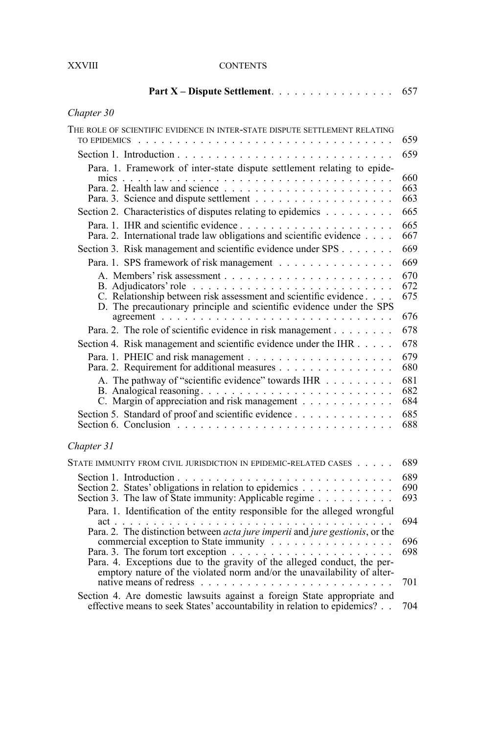**Part X – Dispute Settlement** . . . . . . . . . . . . . . . 657

*Chapter 30*

THE ROLE OF SCIENTIFIC EVIDENCE IN INTER-STATE DISPUTE SETTLEMENT RELATING TO EPIDEMICS . . . . . . . . . . . . . . . . . . . . . . . . . . . . . . . 659

Section 1. Introduction . . . . . . . . . . . . . . . . . . . . . . . . . . . 659

Para. 1. Framework of inter-state dispute settlement relating to epidemics . . . . . . . . . . . . . . . . . . . . . . . . . . . . . . . . . . . 660
Para. 2. Health law and science . . . . . . . . . . . . . . . . . . . . . 663
Para. 3. Science and dispute settlement . . . . . . . . . . . . . . . . . 663

Section 2. Characteristics of disputes relating to epidemics . . . . . . . . . 665

Para. 1. IHR and scientific evidence . . . . . . . . . . . . . . . . . . . 665
Para. 2. International trade law obligations and scientific evidence . . . . 667

Section 3. Risk management and scientific evidence under SPS . . . . . . . 669

Para. 1. SPS framework of risk management . . . . . . . . . . . . . . 669

A. Members' risk assessment . . . . . . . . . . . . . . . . . . . . . 670
B. Adjudicators' role . . . . . . . . . . . . . . . . . . . . . . . . . 672
C. Relationship between risk assessment and scientific evidence . . . . 675
D. The precautionary principle and scientific evidence under the SPS agreement . . . . . . . . . . . . . . . . . . . . . . . . . . . . . . 676

Para. 2. The role of scientific evidence in risk management . . . . . . . . 678

Section 4. Risk management and scientific evidence under the IHR . . . . . 678

Para. 1. PHEIC and risk management . . . . . . . . . . . . . . . . . . 679
Para. 2. Requirement for additional measures . . . . . . . . . . . . . . 680

A. The pathway of "scientific evidence" towards IHR . . . . . . . . . 681
B. Analogical reasoning . . . . . . . . . . . . . . . . . . . . . . . . 682
C. Margin of appreciation and risk management . . . . . . . . . . . . 684

Section 5. Standard of proof and scientific evidence . . . . . . . . . . . . 685
Section 6. Conclusion . . . . . . . . . . . . . . . . . . . . . . . . . . . 688

*Chapter 31*

STATE IMMUNITY FROM CIVIL JURISDICTION IN EPIDEMIC-RELATED CASES . . . . . 689

Section 1. Introduction . . . . . . . . . . . . . . . . . . . . . . . . . . . 689
Section 2. States' obligations in relation to epidemics . . . . . . . . . . . 690
Section 3. The law of State immunity: Applicable regime . . . . . . . . . . 693

Para. 1. Identification of the entity responsible for the alleged wrongful act . . . . . . . . . . . . . . . . . . . . . . . . . . . . . . . . . . . 694
Para. 2. The distinction between *acta jure imperii* and *jure gestionis*, or the commercial exception to State immunity . . . . . . . . . . . . . . . 696
Para. 3. The forum tort exception . . . . . . . . . . . . . . . . . . . . 698
Para. 4. Exceptions due to the gravity of the alleged conduct, the peremptory nature of the violated norm and/or the unavailability of alternative means of redress . . . . . . . . . . . . . . . . . . . . . . . . 701

Section 4. Are domestic lawsuits against a foreign State appropriate and effective means to seek States' accountability in relation to epidemics? . . 704